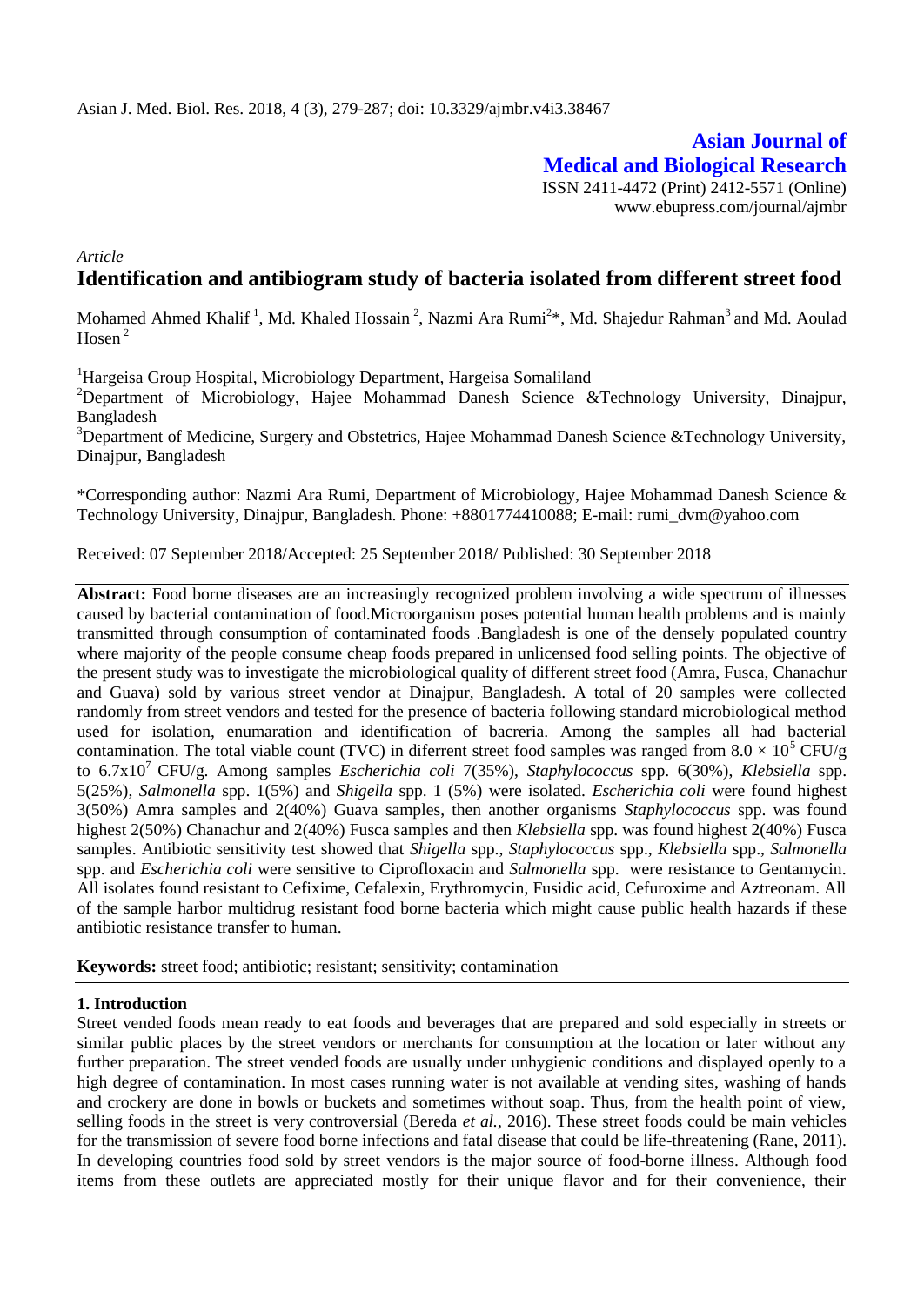# Asian Journal of Medical and Biological Research

ISSN 2411-4472 (Print) 2412-5571 (Online)
www.ebupress.com/journal/ajmbr

*Article*

## Identification and antibiogram study of bacteria isolated from different street food

Mohamed Ahmed Khalif [1], Md. Khaled Hossain [2], Nazmi Ara Rumi[2]*, Md. Shajedur Rahman[3] and Md. Aoulad Hosen [2]

[1]Hargeisa Group Hospital, Microbiology Department, Hargeisa Somaliland

[2]Department of Microbiology, Hajee Mohammad Danesh Science &Technology University, Dinajpur, Bangladesh

[3]Department of Medicine, Surgery and Obstetrics, Hajee Mohammad Danesh Science &Technology University, Dinajpur, Bangladesh

*Corresponding author: Nazmi Ara Rumi, Department of Microbiology, Hajee Mohammad Danesh Science & Technology University, Dinajpur, Bangladesh. Phone: +8801774410088; E-mail: rumi_dvm@yahoo.com

Received: 07 September 2018/Accepted: 25 September 2018/ Published: 30 September 2018

**Abstract:** Food borne diseases are an increasingly recognized problem involving a wide spectrum of illnesses caused by bacterial contamination of food.Microorganism poses potential human health problems and is mainly transmitted through consumption of contaminated foods .Bangladesh is one of the densely populated country where majority of the people consume cheap foods prepared in unlicensed food selling points. The objective of the present study was to investigate the microbiological quality of different street food (Amra, Fusca, Chanachur and Guava) sold by various street vendor at Dinajpur, Bangladesh. A total of 20 samples were collected randomly from street vendors and tested for the presence of bacteria following standard microbiological method used for isolation, enumaration and identification of bacreria. Among the samples all had bacterial contamination. The total viable count (TVC) in diferrent street food samples was ranged from $8.0 \times 10^5$ CFU/g to $6.7x10^7$ CFU/g. Among samples *Escherichia coli* 7(35%), *Staphylococcus* spp. 6(30%), *Klebsiella* spp. 5(25%), *Salmonella* spp. 1(5%) and *Shigella* spp. 1 (5%) were isolated. *Escherichia coli* were found highest 3(50%) Amra samples and 2(40%) Guava samples, then another organisms *Staphylococcus* spp. was found highest 2(50%) Chanachur and 2(40%) Fusca samples and then *Klebsiella* spp. was found highest 2(40%) Fusca samples. Antibiotic sensitivity test showed that *Shigella* spp., *Staphylococcus* spp., *Klebsiella* spp., *Salmonella* spp. and *Escherichia coli* were sensitive to Ciprofloxacin and *Salmonella* spp. were resistance to Gentamycin. All isolates found resistant to Cefixime, Cefalexin, Erythromycin, Fusidic acid, Cefuroxime and Aztreonam. All of the sample harbor multidrug resistant food borne bacteria which might cause public health hazards if these antibiotic resistance transfer to human.

**Keywords:** street food; antibiotic; resistant; sensitivity; contamination

## 1. Introduction

Street vended foods mean ready to eat foods and beverages that are prepared and sold especially in streets or similar public places by the street vendors or merchants for consumption at the location or later without any further preparation. The street vended foods are usually under unhygienic conditions and displayed openly to a high degree of contamination. In most cases running water is not available at vending sites, washing of hands and crockery are done in bowls or buckets and sometimes without soap. Thus, from the health point of view, selling foods in the street is very controversial (Bereda *et al.,* 2016). These street foods could be main vehicles for the transmission of severe food borne infections and fatal disease that could be life-threatening (Rane, 2011). In developing countries food sold by street vendors is the major source of food-borne illness. Although food items from these outlets are appreciated mostly for their unique flavor and for their convenience, their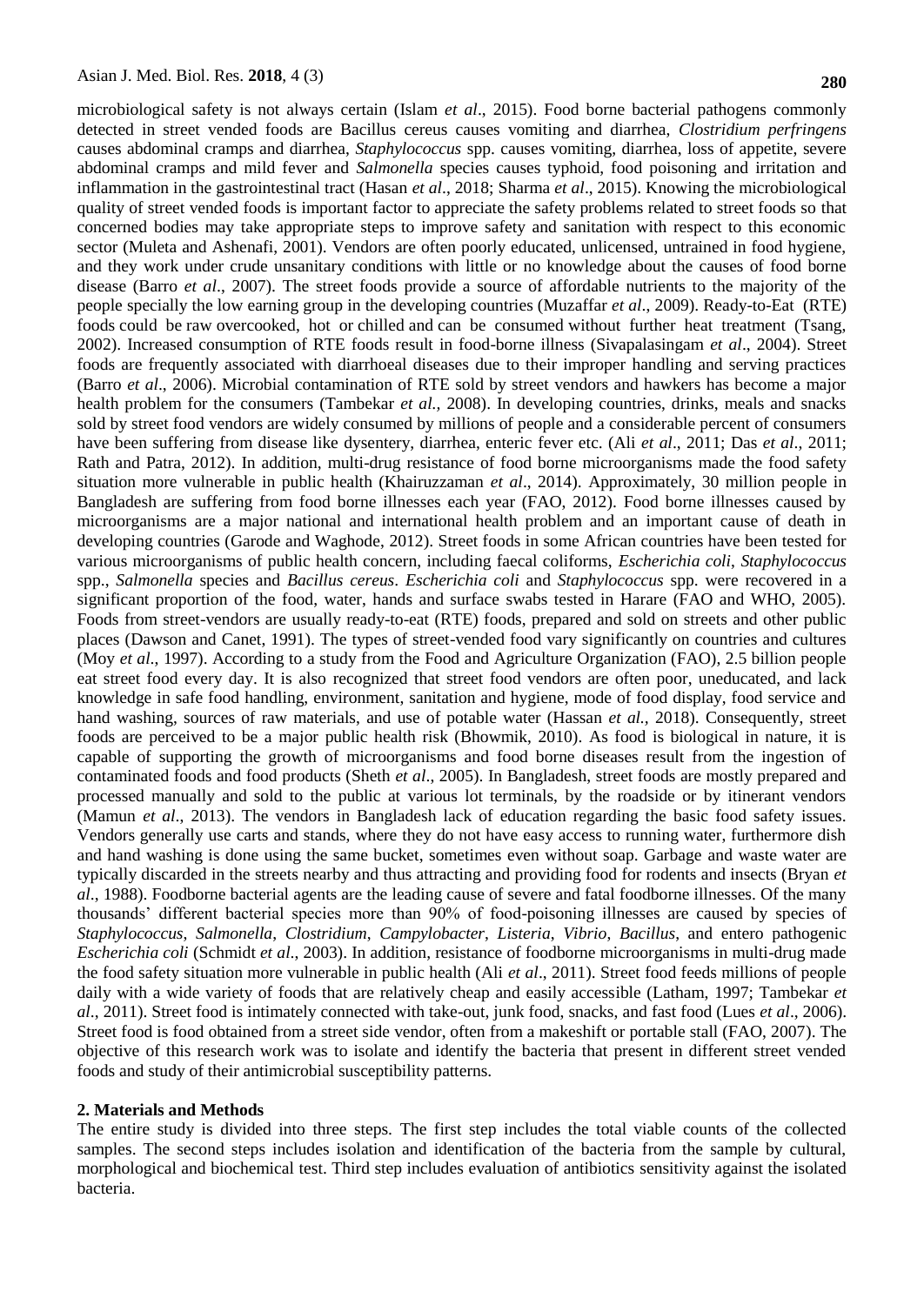microbiological safety is not always certain (Islam *et al*., 2015). Food borne bacterial pathogens commonly detected in street vended foods are Bacillus cereus causes vomiting and diarrhea, *Clostridium perfringens* causes abdominal cramps and diarrhea, *Staphylococcus* spp. causes vomiting, diarrhea, loss of appetite, severe abdominal cramps and mild fever and *Salmonella* species causes typhoid, food poisoning and irritation and inflammation in the gastrointestinal tract (Hasan *et al*., 2018; Sharma *et al*., 2015). Knowing the microbiological quality of street vended foods is important factor to appreciate the safety problems related to street foods so that concerned bodies may take appropriate steps to improve safety and sanitation with respect to this economic sector (Muleta and Ashenafi, 2001). Vendors are often poorly educated, unlicensed, untrained in food hygiene, and they work under crude unsanitary conditions with little or no knowledge about the causes of food borne disease (Barro *et al*., 2007). The street foods provide a source of affordable nutrients to the majority of the people specially the low earning group in the developing countries (Muzaffar *et al*., 2009). Ready-to-Eat (RTE) foods could be raw overcooked, hot or chilled and can be consumed without further heat treatment (Tsang, 2002). Increased consumption of RTE foods result in food-borne illness (Sivapalasingam *et al*., 2004). Street foods are frequently associated with diarrhoeal diseases due to their improper handling and serving practices (Barro *et al*., 2006). Microbial contamination of RTE sold by street vendors and hawkers has become a major health problem for the consumers (Tambekar *et al.,* 2008). In developing countries, drinks, meals and snacks sold by street food vendors are widely consumed by millions of people and a considerable percent of consumers have been suffering from disease like dysentery, diarrhea, enteric fever etc. (Ali *et al*., 2011; Das *et al*., 2011; Rath and Patra, 2012). In addition, multi-drug resistance of food borne microorganisms made the food safety situation more vulnerable in public health (Khairuzzaman *et al*., 2014). Approximately, 30 million people in Bangladesh are suffering from food borne illnesses each year (FAO, 2012). Food borne illnesses caused by microorganisms are a major national and international health problem and an important cause of death in developing countries (Garode and Waghode, 2012). Street foods in some African countries have been tested for various microorganisms of public health concern, including faecal coliforms, *Escherichia coli*, *Staphylococcus* spp., *Salmonella* species and *Bacillus cereus*. *Escherichia coli* and *Staphylococcus* spp. were recovered in a significant proportion of the food, water, hands and surface swabs tested in Harare (FAO and WHO, 2005). Foods from street-vendors are usually ready-to-eat (RTE) foods, prepared and sold on streets and other public places (Dawson and Canet, 1991). The types of street-vended food vary significantly on countries and cultures (Moy *et al*., 1997). According to a study from the Food and Agriculture Organization (FAO), 2.5 billion people eat street food every day. It is also recognized that street food vendors are often poor, uneducated, and lack knowledge in safe food handling, environment, sanitation and hygiene, mode of food display, food service and hand washing, sources of raw materials, and use of potable water (Hassan *et al.,* 2018). Consequently, street foods are perceived to be a major public health risk (Bhowmik, 2010). As food is biological in nature, it is capable of supporting the growth of microorganisms and food borne diseases result from the ingestion of contaminated foods and food products (Sheth *et al*., 2005). In Bangladesh, street foods are mostly prepared and processed manually and sold to the public at various lot terminals, by the roadside or by itinerant vendors (Mamun *et al*., 2013). The vendors in Bangladesh lack of education regarding the basic food safety issues. Vendors generally use carts and stands, where they do not have easy access to running water, furthermore dish and hand washing is done using the same bucket, sometimes even without soap. Garbage and waste water are typically discarded in the streets nearby and thus attracting and providing food for rodents and insects (Bryan *et al*., 1988). Foodborne bacterial agents are the leading cause of severe and fatal foodborne illnesses. Of the many thousands' different bacterial species more than 90% of food-poisoning illnesses are caused by species of *Staphylococcus*, *Salmonella*, *Clostridium*, *Campylobacter*, *Listeria*, *Vibrio*, *Bacillus*, and entero pathogenic *Escherichia coli* (Schmidt *et al*., 2003). In addition, resistance of foodborne microorganisms in multi-drug made the food safety situation more vulnerable in public health (Ali *et al*., 2011). Street food feeds millions of people daily with a wide variety of foods that are relatively cheap and easily accessible (Latham, 1997; Tambekar *et al*., 2011). Street food is intimately connected with take-out, junk food, snacks, and fast food (Lues *et al*., 2006). Street food is food obtained from a street side vendor, often from a makeshift or portable stall (FAO, 2007). The objective of this research work was to isolate and identify the bacteria that present in different street vended foods and study of their antimicrobial susceptibility patterns.

## 2. Materials and Methods

The entire study is divided into three steps. The first step includes the total viable counts of the collected samples. The second steps includes isolation and identification of the bacteria from the sample by cultural, morphological and biochemical test. Third step includes evaluation of antibiotics sensitivity against the isolated bacteria.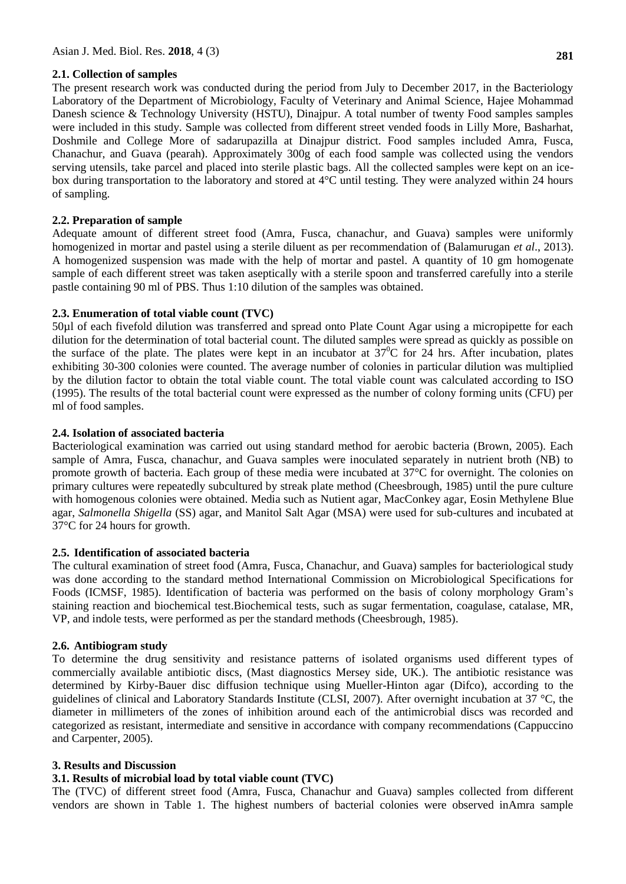### 2.1. Collection of samples

The present research work was conducted during the period from July to December 2017, in the Bacteriology Laboratory of the Department of Microbiology, Faculty of Veterinary and Animal Science, Hajee Mohammad Danesh science & Technology University (HSTU), Dinajpur. A total number of twenty Food samples samples were included in this study. Sample was collected from different street vended foods in Lilly More, Basharhat, Doshmile and College More of sadarupazilla at Dinajpur district. Food samples included Amra, Fusca, Chanachur, and Guava (pearah). Approximately 300g of each food sample was collected using the vendors serving utensils, take parcel and placed into sterile plastic bags. All the collected samples were kept on an ice-box during transportation to the laboratory and stored at 4°C until testing. They were analyzed within 24 hours of sampling.

### 2.2. Preparation of sample

Adequate amount of different street food (Amra, Fusca, chanachur, and Guava) samples were uniformly homogenized in mortar and pastel using a sterile diluent as per recommendation of (Balamurugan *et al*., 2013). A homogenized suspension was made with the help of mortar and pastel. A quantity of 10 gm homogenate sample of each different street was taken aseptically with a sterile spoon and transferred carefully into a sterile pastle containing 90 ml of PBS. Thus 1:10 dilution of the samples was obtained.

### 2.3. Enumeration of total viable count (TVC)

50µl of each fivefold dilution was transferred and spread onto Plate Count Agar using a micropipette for each dilution for the determination of total bacterial count. The diluted samples were spread as quickly as possible on the surface of the plate. The plates were kept in an incubator at $37^0$C for 24 hrs. After incubation, plates exhibiting 30-300 colonies were counted. The average number of colonies in particular dilution was multiplied by the dilution factor to obtain the total viable count. The total viable count was calculated according to ISO (1995). The results of the total bacterial count were expressed as the number of colony forming units (CFU) per ml of food samples.

### 2.4. Isolation of associated bacteria

Bacteriological examination was carried out using standard method for aerobic bacteria (Brown, 2005). Each sample of Amra, Fusca, chanachur, and Guava samples were inoculated separately in nutrient broth (NB) to promote growth of bacteria. Each group of these media were incubated at 37°C for overnight. The colonies on primary cultures were repeatedly subcultured by streak plate method (Cheesbrough, 1985) until the pure culture with homogenous colonies were obtained. Media such as Nutient agar, MacConkey agar, Eosin Methylene Blue agar, *Salmonella Shigella* (SS) agar, and Manitol Salt Agar (MSA) were used for sub-cultures and incubated at 37°C for 24 hours for growth.

### 2.5. Identification of associated bacteria

The cultural examination of street food (Amra, Fusca, Chanachur, and Guava) samples for bacteriological study was done according to the standard method International Commission on Microbiological Specifications for Foods (ICMSF, 1985). Identification of bacteria was performed on the basis of colony morphology Gram's staining reaction and biochemical test.Biochemical tests, such as sugar fermentation, coagulase, catalase, MR, VP, and indole tests, were performed as per the standard methods (Cheesbrough, 1985).

### 2.6. Antibiogram study

To determine the drug sensitivity and resistance patterns of isolated organisms used different types of commercially available antibiotic discs, (Mast diagnostics Mersey side, UK.). The antibiotic resistance was determined by Kirby-Bauer disc diffusion technique using Mueller-Hinton agar (Difco), according to the guidelines of clinical and Laboratory Standards Institute (CLSI, 2007). After overnight incubation at 37 °C, the diameter in millimeters of the zones of inhibition around each of the antimicrobial discs was recorded and categorized as resistant, intermediate and sensitive in accordance with company recommendations (Cappuccino and Carpenter, 2005).

## 3. Results and Discussion

### 3.1. Results of microbial load by total viable count (TVC)

The (TVC) of different street food (Amra, Fusca, Chanachur and Guava) samples collected from different vendors are shown in Table 1. The highest numbers of bacterial colonies were observed inAmra sample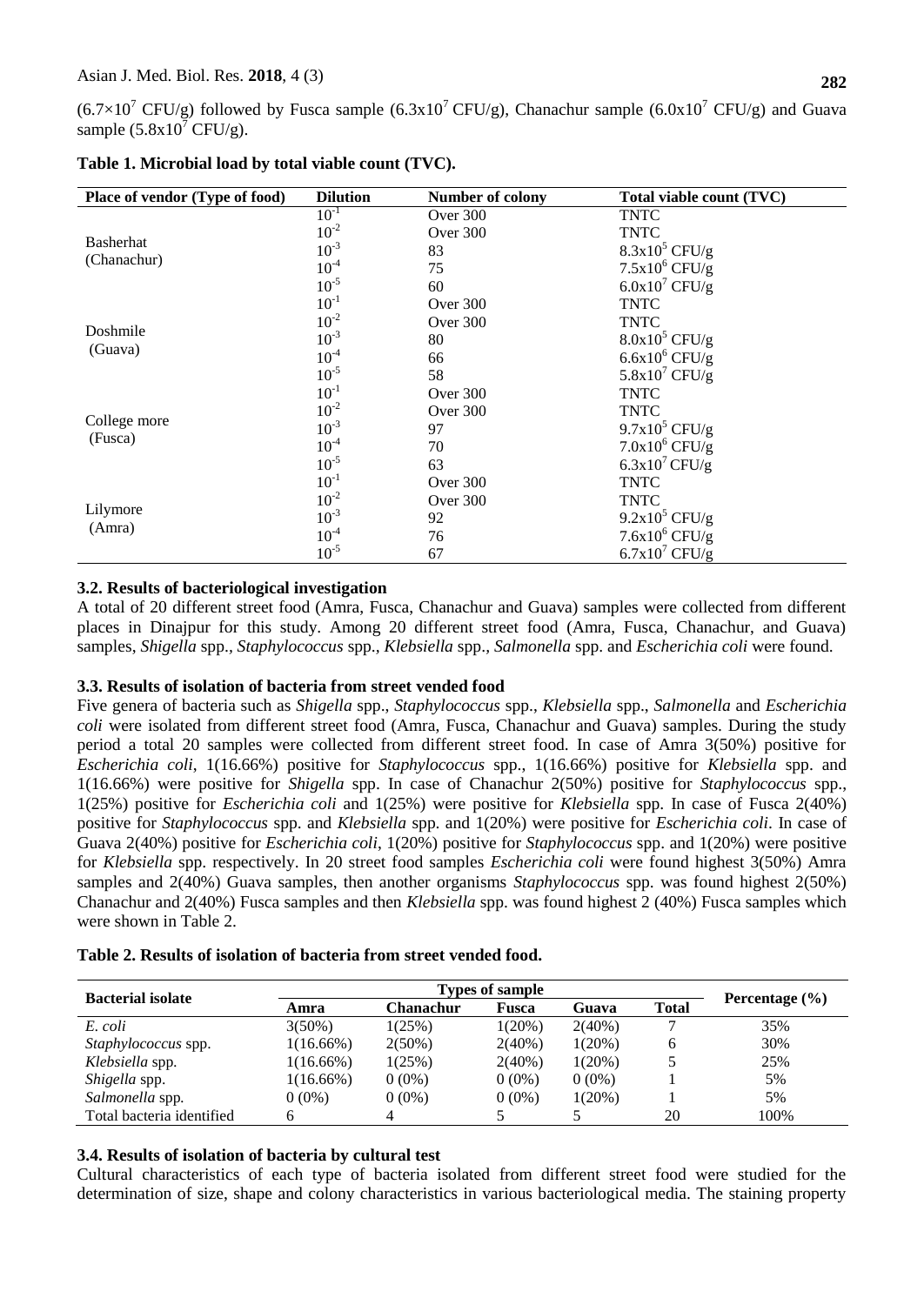($6.7\times10^7$ CFU/g) followed by Fusca sample ($6.3\text{x}10^7$ CFU/g), Chanachur sample ($6.0\text{x}10^7$ CFU/g) and Guava sample ($5.8\text{x}10^7$ CFU/g).

**Table 1. Microbial load by total viable count (TVC).**

| Place of vendor (Type of food) | Dilution | Number of colony | Total viable count (TVC) |
|---|---|---|---|
| Basherhat (Chanachur) | $10^{-1}$ | Over 300 | TNTC |
| | $10^{-2}$ | Over 300 | TNTC |
| | $10^{-3}$ | 83 | $8.3\text{x}10^5$ CFU/g |
| | $10^{-4}$ | 75 | $7.5\text{x}10^6$ CFU/g |
| | $10^{-5}$ | 60 | $6.0\text{x}10^7$ CFU/g |
| Doshmile (Guava) | $10^{-1}$ | Over 300 | TNTC |
| | $10^{-2}$ | Over 300 | TNTC |
| | $10^{-3}$ | 80 | $8.0\text{x}10^5$ CFU/g |
| | $10^{-4}$ | 66 | $6.6\text{x}10^6$ CFU/g |
| | $10^{-5}$ | 58 | $5.8\text{x}10^7$ CFU/g |
| College more (Fusca) | $10^{-1}$ | Over 300 | TNTC |
| | $10^{-2}$ | Over 300 | TNTC |
| | $10^{-3}$ | 97 | $9.7\text{x}10^5$ CFU/g |
| | $10^{-4}$ | 70 | $7.0\text{x}10^6$ CFU/g |
| | $10^{-5}$ | 63 | $6.3\text{x}10^7$ CFU/g |
| Lilymore (Amra) | $10^{-1}$ | Over 300 | TNTC |
| | $10^{-2}$ | Over 300 | TNTC |
| | $10^{-3}$ | 92 | $9.2\text{x}10^5$ CFU/g |
| | $10^{-4}$ | 76 | $7.6\text{x}10^6$ CFU/g |
| | $10^{-5}$ | 67 | $6.7\text{x}10^7$ CFU/g |

### 3.2. Results of bacteriological investigation

A total of 20 different street food (Amra, Fusca, Chanachur and Guava) samples were collected from different places in Dinajpur for this study. Among 20 different street food (Amra, Fusca, Chanachur, and Guava) samples, *Shigella* spp., *Staphylococcus* spp., *Klebsiella* spp., *Salmonella* spp. and *Escherichia coli* were found.

### 3.3. Results of isolation of bacteria from street vended food

Five genera of bacteria such as *Shigella* spp., *Staphylococcus* spp., *Klebsiella* spp., *Salmonella* and *Escherichia coli* were isolated from different street food (Amra, Fusca, Chanachur and Guava) samples. During the study period a total 20 samples were collected from different street food. In case of Amra 3(50%) positive for *Escherichia coli*, 1(16.66%) positive for *Staphylococcus* spp., 1(16.66%) positive for *Klebsiella* spp. and 1(16.66%) were positive for *Shigella* spp. In case of Chanachur 2(50%) positive for *Staphylococcus* spp., 1(25%) positive for *Escherichia coli* and 1(25%) were positive for *Klebsiella* spp. In case of Fusca 2(40%) positive for *Staphylococcus* spp. and *Klebsiella* spp. and 1(20%) were positive for *Escherichia coli*. In case of Guava 2(40%) positive for *Escherichia coli*, 1(20%) positive for *Staphylococcus* spp. and 1(20%) were positive for *Klebsiella* spp. respectively. In 20 street food samples *Escherichia coli* were found highest 3(50%) Amra samples and 2(40%) Guava samples, then another organisms *Staphylococcus* spp. was found highest 2(50%) Chanachur and 2(40%) Fusca samples and then *Klebsiella* spp. was found highest 2 (40%) Fusca samples which were shown in Table 2.

**Table 2. Results of isolation of bacteria from street vended food.**

| Bacterial isolate | Types of sample | | | | | Percentage (%) |
|---|---|---|---|---|---|---|
| | Amra | Chanachur | Fusca | Guava | Total | |
| *E. coli* | 3(50%) | 1(25%) | 1(20%) | 2(40%) | 7 | 35% |
| *Staphylococcus* spp. | 1(16.66%) | 2(50%) | 2(40%) | 1(20%) | 6 | 30% |
| *Klebsiella* spp. | 1(16.66%) | 1(25%) | 2(40%) | 1(20%) | 5 | 25% |
| *Shigella* spp. | 1(16.66%) | 0 (0%) | 0 (0%) | 0 (0%) | 1 | 5% |
| *Salmonella* spp. | 0 (0%) | 0 (0%) | 0 (0%) | 1(20%) | 1 | 5% |
| Total bacteria identified | 6 | 4 | 5 | 5 | 20 | 100% |

### 3.4. Results of isolation of bacteria by cultural test

Cultural characteristics of each type of bacteria isolated from different street food were studied for the determination of size, shape and colony characteristics in various bacteriological media. The staining property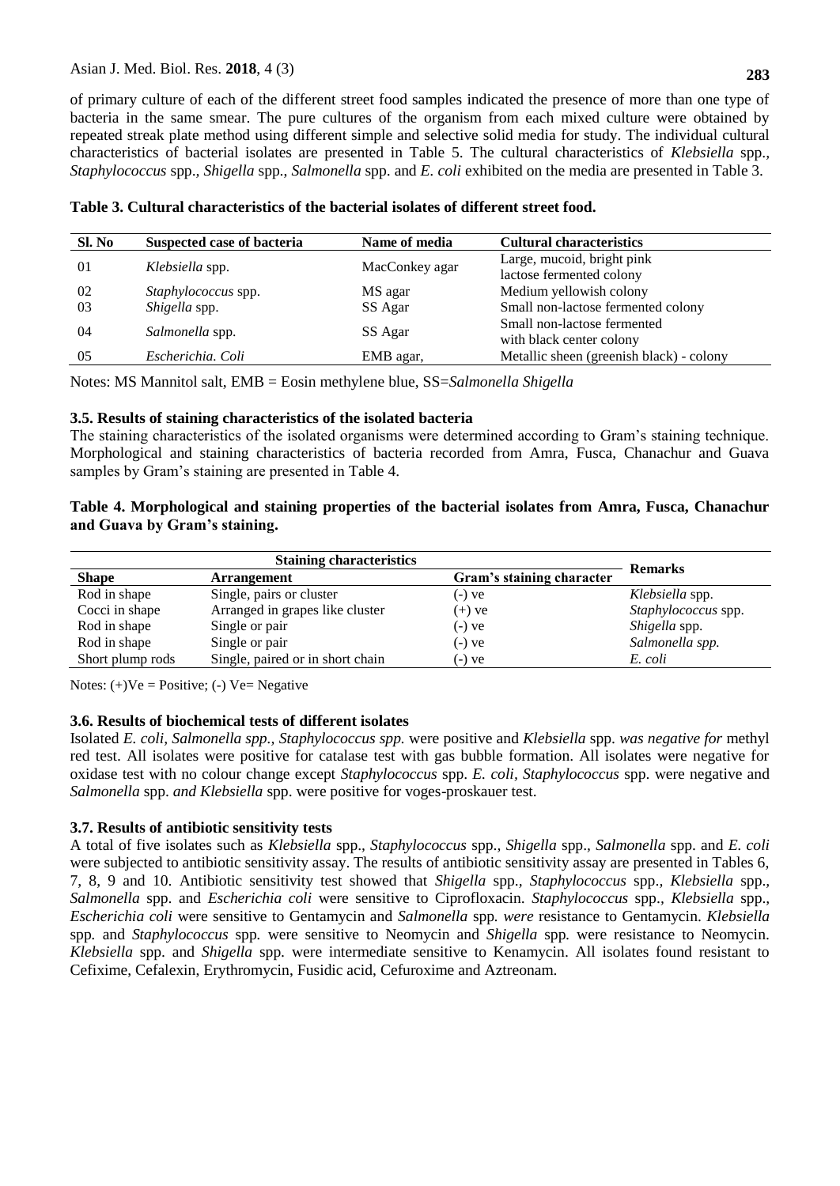of primary culture of each of the different street food samples indicated the presence of more than one type of bacteria in the same smear. The pure cultures of the organism from each mixed culture were obtained by repeated streak plate method using different simple and selective solid media for study. The individual cultural characteristics of bacterial isolates are presented in Table 5. The cultural characteristics of *Klebsiella* spp., *Staphylococcus* spp., *Shigella* spp., *Salmonella* spp. and *E. coli* exhibited on the media are presented in Table 3.

**Table 3. Cultural characteristics of the bacterial isolates of different street food.**

| Sl. No | Suspected case of bacteria | Name of media | Cultural characteristics |
|---|---|---|---|
| 01 | *Klebsiella* spp. | MacConkey agar | Large, mucoid, bright pink lactose fermented colony |
| 02 | *Staphylococcus* spp. | MS agar | Medium yellowish colony |
| 03 | *Shigella* spp. | SS Agar | Small non-lactose fermented colony |
| 04 | *Salmonella* spp. | SS Agar | Small non-lactose fermented with black center colony |
| 05 | *Escherichia. Coli* | EMB agar, | Metallic sheen (greenish black) - colony |

Notes: MS Mannitol salt, EMB = Eosin methylene blue, SS=*Salmonella Shigella*

### 3.5. Results of staining characteristics of the isolated bacteria

The staining characteristics of the isolated organisms were determined according to Gram's staining technique. Morphological and staining characteristics of bacteria recorded from Amra, Fusca, Chanachur and Guava samples by Gram's staining are presented in Table 4.

**Table 4. Morphological and staining properties of the bacterial isolates from Amra, Fusca, Chanachur and Guava by Gram's staining.**

| Staining characteristics | | | Remarks |
|---|---|---|---|
| **Shape** | **Arrangement** | **Gram's staining character** | |
| Rod in shape | Single, pairs or cluster | (-) ve | *Klebsiella* spp. |
| Cocci in shape | Arranged in grapes like cluster | (+) ve | *Staphylococcus* spp. |
| Rod in shape | Single or pair | (-) ve | *Shigella* spp. |
| Rod in shape | Single or pair | (-) ve | *Salmonella spp.* |
| Short plump rods | Single, paired or in short chain | (-) ve | *E. coli* |

Notes: (+)Ve = Positive; (-) Ve= Negative

### 3.6. Results of biochemical tests of different isolates

Isolated *E. coli*, *Salmonella spp., Staphylococcus spp.* were positive and *Klebsiella* spp. *was negative for* methyl red test. All isolates were positive for catalase test with gas bubble formation. All isolates were negative for oxidase test with no colour change except *Staphylococcus* spp. *E. coli*, *Staphylococcus* spp. were negative and *Salmonella* spp. *and Klebsiella* spp. were positive for voges-proskauer test.

### 3.7. Results of antibiotic sensitivity tests

A total of five isolates such as *Klebsiella* spp., *Staphylococcus* spp., *Shigella* spp., *Salmonella* spp. and *E. coli* were subjected to antibiotic sensitivity assay. The results of antibiotic sensitivity assay are presented in Tables 6, 7, 8, 9 and 10. Antibiotic sensitivity test showed that *Shigella* spp., *Staphylococcus* spp., *Klebsiella* spp., *Salmonella* spp. and *Escherichia coli* were sensitive to Ciprofloxacin. *Staphylococcus* spp., *Klebsiella* spp., *Escherichia coli* were sensitive to Gentamycin and *Salmonella* spp*. were* resistance to Gentamycin. *Klebsiella* spp*.* and *Staphylococcus* spp*.* were sensitive to Neomycin and *Shigella* spp*.* were resistance to Neomycin. *Klebsiella* spp. and *Shigella* spp*.* were intermediate sensitive to Kenamycin. All isolates found resistant to Cefixime, Cefalexin, Erythromycin, Fusidic acid, Cefuroxime and Aztreonam.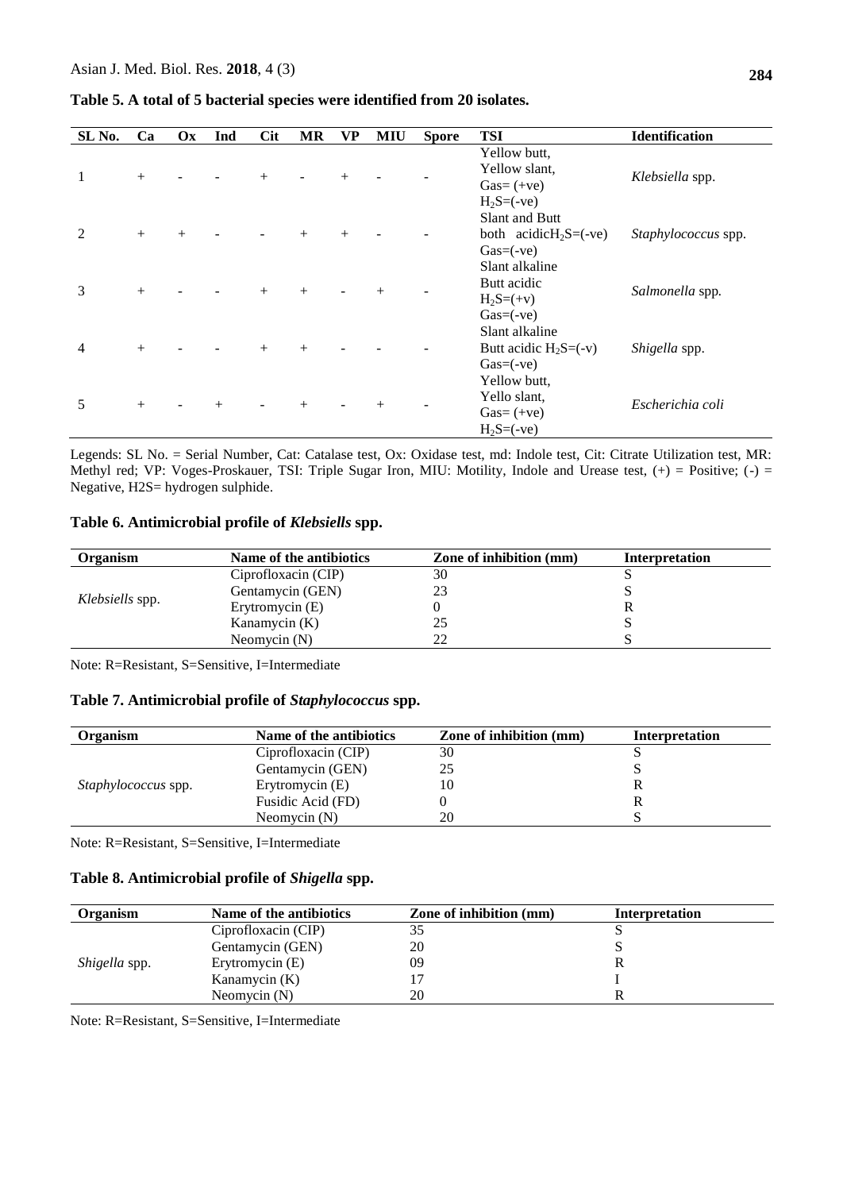**Table 5. A total of 5 bacterial species were identified from 20 isolates.**

| SL No. | Ca | Ox | Ind | Cit | MR | VP | MIU | Spore | TSI | Identification |
|---|---|---|---|---|---|---|---|---|---|---|
| 1 | + | - | - | + | - | + | - | - | Yellow butt, Yellow slant, Gas= (+ve) $H_2S$=(-ve) | *Klebsiella* spp. |
| 2 | + | + | - | - | + | + | - | - | Slant and Butt both acidic$H_2S$=(-ve) Gas=(-ve) | *Staphylococcus* spp. |
| 3 | + | - | - | + | + | - | + | - | Slant alkaline Butt acidic $H_2S$=(+v) Gas=(-ve) | *Salmonella* spp. |
| 4 | + | - | - | + | + | - | - | - | Slant alkaline Butt acidic $H_2S$=(-v) Gas=(-ve) | *Shigella* spp. |
| 5 | + | - | + | - | + | - | + | - | Yellow butt, Yello slant, Gas= (+ve) $H_2S$=(-ve) | *Escherichia coli* |

Legends: SL No. = Serial Number, Cat: Catalase test, Ox: Oxidase test, md: Indole test, Cit: Citrate Utilization test, MR: Methyl red; VP: Voges-Proskauer, TSI: Triple Sugar Iron, MIU: Motility, Indole and Urease test, (+) = Positive; (-) = Negative, H2S= hydrogen sulphide.

**Table 6. Antimicrobial profile of *Klebsiells* spp.**

| Organism | Name of the antibiotics | Zone of inhibition (mm) | Interpretation |
|---|---|---|---|
| *Klebsiells* spp. | Ciprofloxacin (CIP) | 30 | S |
| | Gentamycin (GEN) | 23 | S |
| | Erytromycin (E) | 0 | R |
| | Kanamycin (K) | 25 | S |
| | Neomycin (N) | 22 | S |

Note: R=Resistant, S=Sensitive, I=Intermediate

**Table 7. Antimicrobial profile of *Staphylococcus* spp.**

| Organism | Name of the antibiotics | Zone of inhibition (mm) | Interpretation |
|---|---|---|---|
| *Staphylococcus* spp. | Ciprofloxacin (CIP) | 30 | S |
| | Gentamycin (GEN) | 25 | S |
| | Erytromycin (E) | 10 | R |
| | Fusidic Acid (FD) | 0 | R |
| | Neomycin (N) | 20 | S |

Note: R=Resistant, S=Sensitive, I=Intermediate

**Table 8. Antimicrobial profile of *Shigella* spp.**

| Organism | Name of the antibiotics | Zone of inhibition (mm) | Interpretation |
|---|---|---|---|
| *Shigella* spp. | Ciprofloxacin (CIP) | 35 | S |
| | Gentamycin (GEN) | 20 | S |
| | Erytromycin (E) | 09 | R |
| | Kanamycin (K) | 17 | I |
| | Neomycin (N) | 20 | R |

Note: R=Resistant, S=Sensitive, I=Intermediate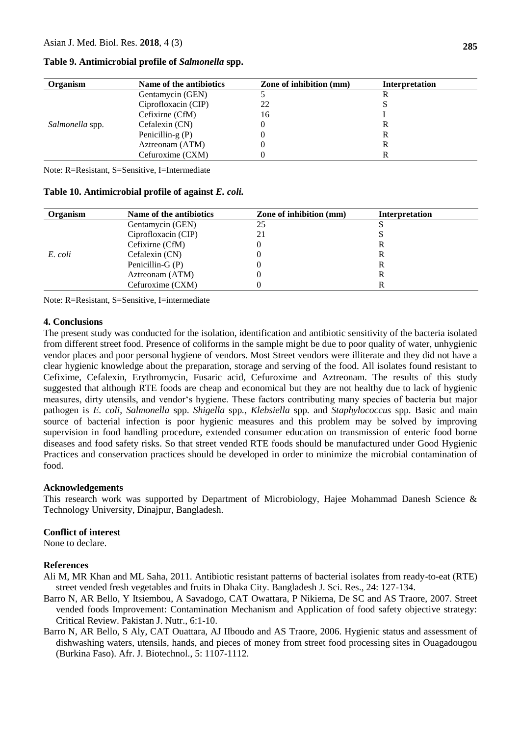**Table 9. Antimicrobial profile of *Salmonella* spp.**

| Organism | Name of the antibiotics | Zone of inhibition (mm) | Interpretation |
|---|---|---|---|
| *Salmonella* spp. | Gentamycin (GEN) | 5 | R |
| | Ciprofloxacin (CIP) | 22 | S |
| | Cefixirne (CfM) | 16 | I |
| | Cefalexin (CN) | 0 | R |
| | Penicillin-g (P) | 0 | R |
| | Aztreonam (ATM) | 0 | R |
| | Cefuroxime (CXM) | 0 | R |

Note: R=Resistant, S=Sensitive, I=Intermediate

**Table 10. Antimicrobial profile of against *E. coli.***

| Organism | Name of the antibiotics | Zone of inhibition (mm) | Interpretation |
|---|---|---|---|
| *E. coli* | Gentamycin (GEN) | 25 | S |
| | Ciprofloxacin (CIP) | 21 | S |
| | Cefixirne (CfM) | 0 | R |
| | Cefalexin (CN) | 0 | R |
| | Penicillin-G (P) | 0 | R |
| | Aztreonam (ATM) | 0 | R |
| | Cefuroxime (CXM) | 0 | R |

Note: R=Resistant, S=Sensitive, I=intermediate

## 4. Conclusions

The present study was conducted for the isolation, identification and antibiotic sensitivity of the bacteria isolated from different street food. Presence of coliforms in the sample might be due to poor quality of water, unhygienic vendor places and poor personal hygiene of vendors. Most Street vendors were illiterate and they did not have a clear hygienic knowledge about the preparation, storage and serving of the food. All isolates found resistant to Cefixime, Cefalexin, Erythromycin, Fusaric acid, Cefuroxime and Aztreonam. The results of this study suggested that although RTE foods are cheap and economical but they are not healthy due to lack of hygienic measures, dirty utensils, and vendor's hygiene. These factors contributing many species of bacteria but major pathogen is *E. coli*, *Salmonella* spp. *Shigella* spp*.*, *Klebsiella* spp*.* and *Staphylococcus* spp. Basic and main source of bacterial infection is poor hygienic measures and this problem may be solved by improving supervision in food handling procedure, extended consumer education on transmission of enteric food borne diseases and food safety risks. So that street vended RTE foods should be manufactured under Good Hygienic Practices and conservation practices should be developed in order to minimize the microbial contamination of food.

## Acknowledgements

This research work was supported by Department of Microbiology, Hajee Mohammad Danesh Science & Technology University, Dinajpur, Bangladesh.

## Conflict of interest

None to declare.

## References

Ali M, MR Khan and ML Saha, 2011. Antibiotic resistant patterns of bacterial isolates from ready-to-eat (RTE) street vended fresh vegetables and fruits in Dhaka City. Bangladesh J. Sci. Res., 24: 127-134.

Barro N, AR Bello, Y Itsiembou, A Savadogo, CAT Owattara, P Nikiema, De SC and AS Traore, 2007. Street vended foods Improvement: Contamination Mechanism and Application of food safety objective strategy: Critical Review. Pakistan J. Nutr., 6:1-10.

Barro N, AR Bello, S Aly, CAT Ouattara, AJ IIboudo and AS Traore, 2006. Hygienic status and assessment of dishwashing waters, utensils, hands, and pieces of money from street food processing sites in Ouagadougou (Burkina Faso). Afr. J. Biotechnol., 5: 1107-1112.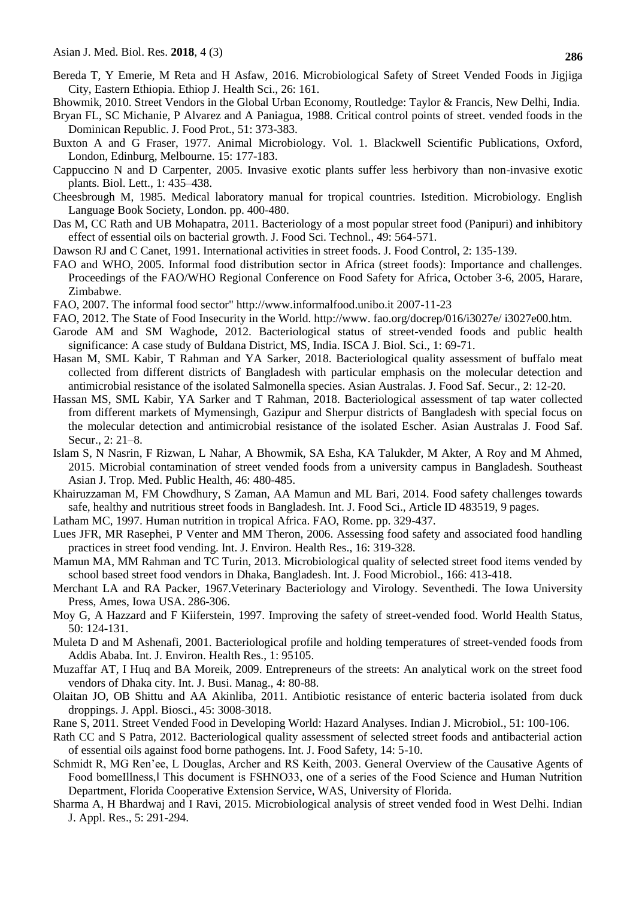Bereda T, Y Emerie, M Reta and H Asfaw, 2016. Microbiological Safety of Street Vended Foods in Jigjiga City, Eastern Ethiopia. Ethiop J. Health Sci., 26: 161.

Bhowmik, 2010. Street Vendors in the Global Urban Economy, Routledge: Taylor & Francis, New Delhi, India.

Bryan FL, SC Michanie, P Alvarez and A Paniagua, 1988. Critical control points of street. vended foods in the Dominican Republic. J. Food Prot., 51: 373-383.

Buxton A and G Fraser, 1977. Animal Microbiology. Vol. 1. Blackwell Scientific Publications, Oxford, London, Edinburg, Melbourne. 15: 177-183.

Cappuccino N and D Carpenter, 2005. Invasive exotic plants suffer less herbivory than non-invasive exotic plants. Biol. Lett., 1: 435–438.

Cheesbrough M, 1985. Medical laboratory manual for tropical countries. Istedition. Microbiology. English Language Book Society, London. pp. 400-480.

Das M, CC Rath and UB Mohapatra, 2011. Bacteriology of a most popular street food (Panipuri) and inhibitory effect of essential oils on bacterial growth. J. Food Sci. Technol., 49: 564-571.

Dawson RJ and C Canet, 1991. International activities in street foods. J. Food Control, 2: 135-139.

FAO and WHO, 2005. Informal food distribution sector in Africa (street foods): Importance and challenges. Proceedings of the FAO/WHO Regional Conference on Food Safety for Africa, October 3-6, 2005, Harare, Zimbabwe.

FAO, 2007. The informal food sector" http://www.informalfood.unibo.it 2007-11-23

FAO, 2012. The State of Food Insecurity in the World. http://www. fao.org/docrep/016/i3027e/ i3027e00.htm.

Garode AM and SM Waghode, 2012. Bacteriological status of street-vended foods and public health significance: A case study of Buldana District, MS, India. ISCA J. Biol. Sci., 1: 69-71.

Hasan M, SML Kabir, T Rahman and YA Sarker, 2018. Bacteriological quality assessment of buffalo meat collected from different districts of Bangladesh with particular emphasis on the molecular detection and antimicrobial resistance of the isolated Salmonella species. Asian Australas. J. Food Saf. Secur., 2: 12-20.

Hassan MS, SML Kabir, YA Sarker and T Rahman, 2018. Bacteriological assessment of tap water collected from different markets of Mymensingh, Gazipur and Sherpur districts of Bangladesh with special focus on the molecular detection and antimicrobial resistance of the isolated Escher. Asian Australas J. Food Saf. Secur., 2: 21–8.

Islam S, N Nasrin, F Rizwan, L Nahar, A Bhowmik, SA Esha, KA Talukder, M Akter, A Roy and M Ahmed, 2015. Microbial contamination of street vended foods from a university campus in Bangladesh. Southeast Asian J. Trop. Med. Public Health, 46: 480-485.

Khairuzzaman M, FM Chowdhury, S Zaman, AA Mamun and ML Bari, 2014. Food safety challenges towards safe, healthy and nutritious street foods in Bangladesh. Int. J. Food Sci., Article ID 483519, 9 pages.

Latham MC, 1997. Human nutrition in tropical Africa. FAO, Rome. pp. 329-437.

Lues JFR, MR Rasephei, P Venter and MM Theron, 2006. Assessing food safety and associated food handling practices in street food vending. Int. J. Environ. Health Res., 16: 319-328.

Mamun MA, MM Rahman and TC Turin, 2013. Microbiological quality of selected street food items vended by school based street food vendors in Dhaka, Bangladesh. Int. J. Food Microbiol., 166: 413-418.

Merchant LA and RA Packer, 1967.Veterinary Bacteriology and Virology. Seventhedi. The Iowa University Press, Ames, Iowa USA. 286-306.

Moy G, A Hazzard and F Kiiferstein, 1997. Improving the safety of street-vended food. World Health Status, 50: 124-131.

Muleta D and M Ashenafi, 2001. Bacteriological profile and holding temperatures of street-vended foods from Addis Ababa. Int. J. Environ. Health Res., 1: 95105.

Muzaffar AT, I Huq and BA Moreik, 2009. Entrepreneurs of the streets: An analytical work on the street food vendors of Dhaka city. Int. J. Busi. Manag., 4: 80-88.

Olaitan JO, OB Shittu and AA Akinliba, 2011. Antibiotic resistance of enteric bacteria isolated from duck droppings. J. Appl. Biosci., 45: 3008-3018.

Rane S, 2011. Street Vended Food in Developing World: Hazard Analyses. Indian J. Microbiol., 51: 100-106.

Rath CC and S Patra, 2012. Bacteriological quality assessment of selected street foods and antibacterial action of essential oils against food borne pathogens. Int. J. Food Safety, 14: 5-10.

Schmidt R, MG Ren'ee, L Douglas, Archer and RS Keith, 2003. General Overview of the Causative Agents of Food bomeIllness,‖ This document is FSHNO33, one of a series of the Food Science and Human Nutrition Department, Florida Cooperative Extension Service, WAS, University of Florida.

Sharma A, H Bhardwaj and I Ravi, 2015. Microbiological analysis of street vended food in West Delhi. Indian J. Appl. Res., 5: 291-294.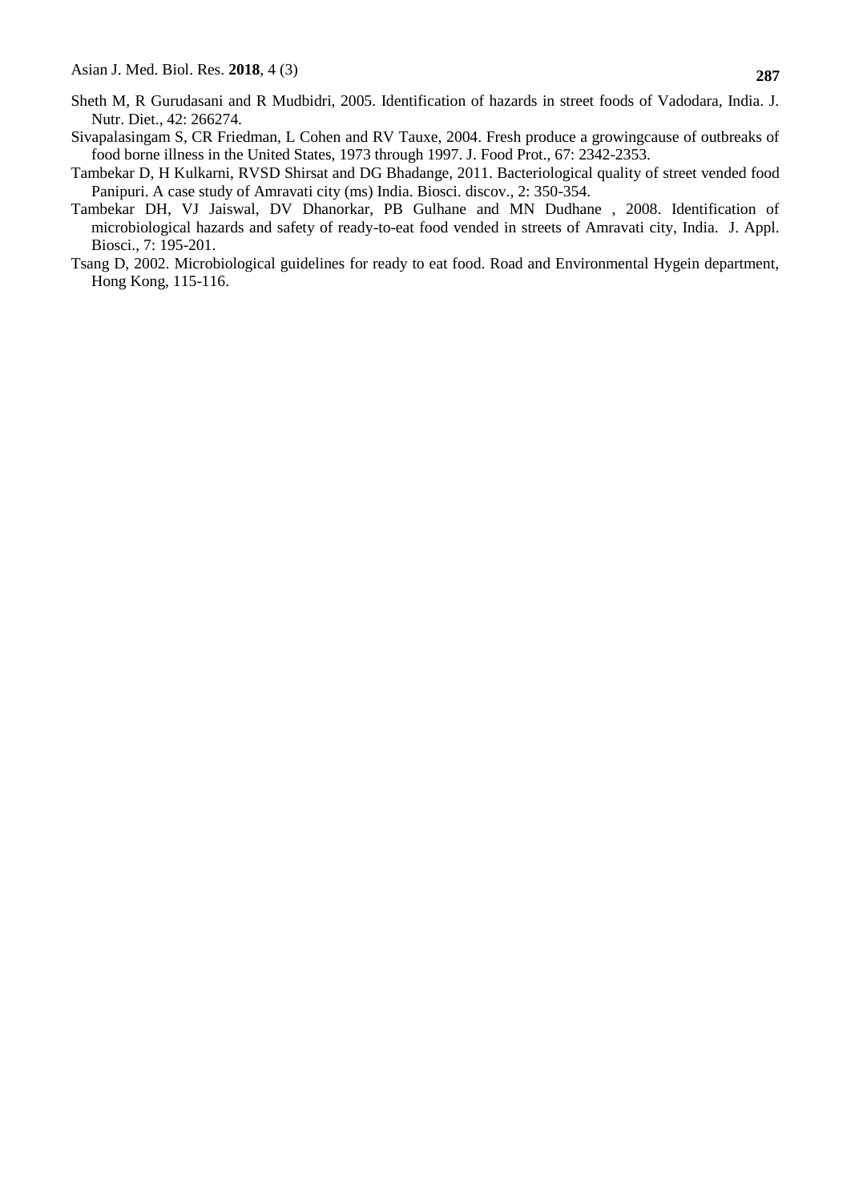Sheth M, R Gurudasani and R Mudbidri, 2005. Identification of hazards in street foods of Vadodara, India. J. Nutr. Diet., 42: 266274.

Sivapalasingam S, CR Friedman, L Cohen and RV Tauxe, 2004. Fresh produce a growingcause of outbreaks of food borne illness in the United States, 1973 through 1997. J. Food Prot., 67: 2342-2353.

Tambekar D, H Kulkarni, RVSD Shirsat and DG Bhadange, 2011. Bacteriological quality of street vended food Panipuri. A case study of Amravati city (ms) India. Biosci. discov., 2: 350-354.

Tambekar DH, VJ Jaiswal, DV Dhanorkar, PB Gulhane and MN Dudhane , 2008. Identification of microbiological hazards and safety of ready-to-eat food vended in streets of Amravati city, India. J. Appl. Biosci., 7: 195-201.

Tsang D, 2002. Microbiological guidelines for ready to eat food. Road and Environmental Hygein department, Hong Kong, 115-116.